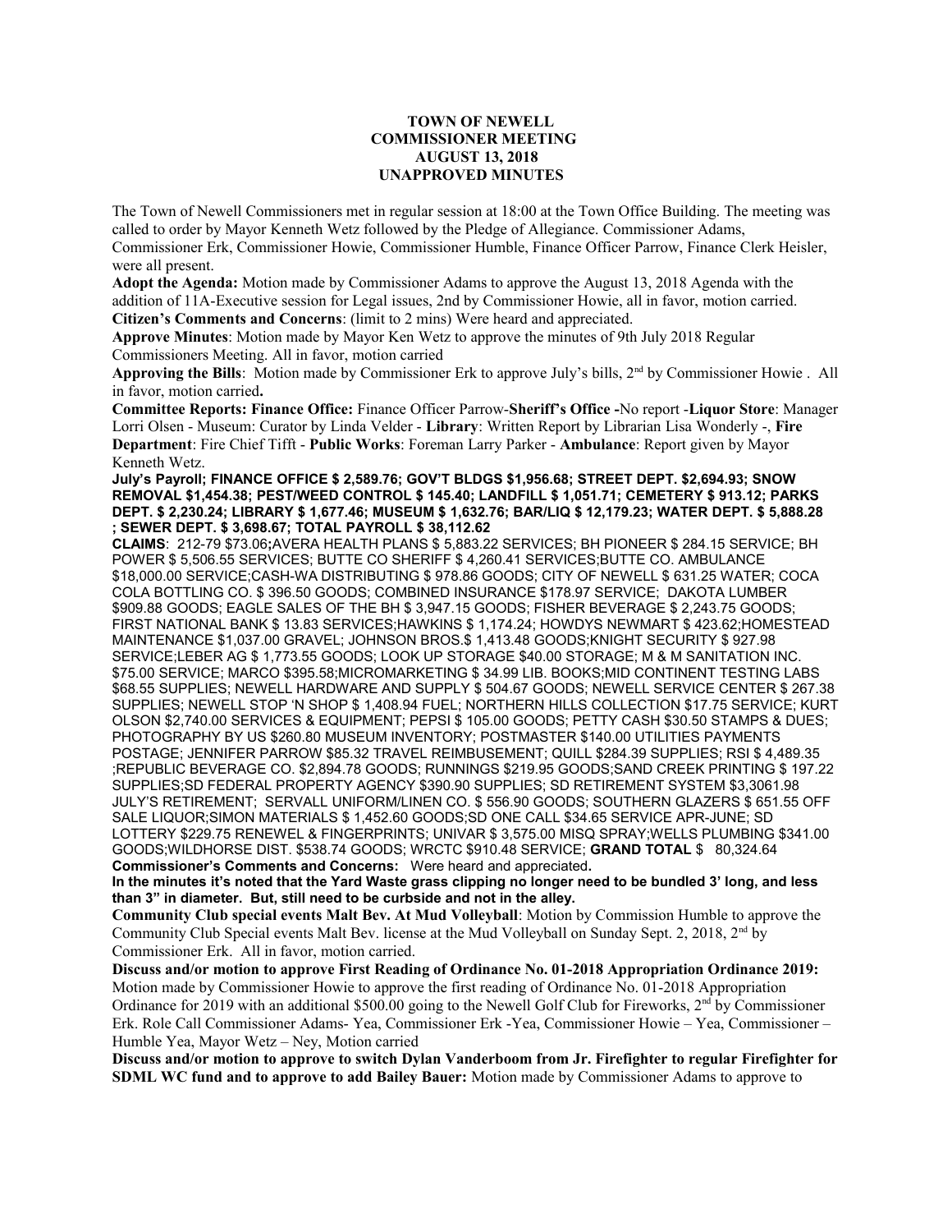**TOWN OF NEWELL**
**COMMISSIONER MEETING**
**AUGUST 13, 2018**
**UNAPPROVED MINUTES**

The Town of Newell Commissioners met in regular session at 18:00 at the Town Office Building. The meeting was called to order by Mayor Kenneth Wetz followed by the Pledge of Allegiance. Commissioner Adams, Commissioner Erk, Commissioner Howie, Commissioner Humble, Finance Officer Parrow, Finance Clerk Heisler, were all present.

**Adopt the Agenda:** Motion made by Commissioner Adams to approve the August 13, 2018 Agenda with the addition of 11A-Executive session for Legal issues, 2nd by Commissioner Howie, all in favor, motion carried.

**Citizen's Comments and Concerns**: (limit to 2 mins) Were heard and appreciated.

**Approve Minutes**: Motion made by Mayor Ken Wetz to approve the minutes of 9th July 2018 Regular Commissioners Meeting. All in favor, motion carried

**Approving the Bills**: Motion made by Commissioner Erk to approve July's bills, 2nd by Commissioner Howie . All in favor, motion carried**.**

**Committee Reports: Finance Office:** Finance Officer Parrow-**Sheriff's Office -**No report -**Liquor Store**: Manager Lorri Olsen - Museum: Curator by Linda Velder - **Library**: Written Report by Librarian Lisa Wonderly -, **Fire Department**: Fire Chief Tifft - **Public Works**: Foreman Larry Parker - **Ambulance**: Report given by Mayor Kenneth Wetz.

**July's Payroll; FINANCE OFFICE $ 2,589.76; GOV'T BLDGS $1,956.68; STREET DEPT. $2,694.93; SNOW REMOVAL $1,454.38; PEST/WEED CONTROL $ 145.40; LANDFILL $ 1,051.71; CEMETERY $ 913.12; PARKS DEPT. $ 2,230.24; LIBRARY $ 1,677.46; MUSEUM $ 1,632.76; BAR/LIQ $ 12,179.23; WATER DEPT. $ 5,888.28 ; SEWER DEPT. $ 3,698.67; TOTAL PAYROLL $ 38,112.62**

**CLAIMS**: 212-79 $73.06**;**AVERA HEALTH PLANS $ 5,883.22 SERVICES; BH PIONEER $ 284.15 SERVICE; BH POWER $ 5,506.55 SERVICES; BUTTE CO SHERIFF $ 4,260.41 SERVICES;BUTTE CO. AMBULANCE $18,000.00 SERVICE;CASH-WA DISTRIBUTING $ 978.86 GOODS; CITY OF NEWELL $ 631.25 WATER; COCA COLA BOTTLING CO. $ 396.50 GOODS; COMBINED INSURANCE $178.97 SERVICE; DAKOTA LUMBER $909.88 GOODS; EAGLE SALES OF THE BH $ 3,947.15 GOODS; FISHER BEVERAGE $ 2,243.75 GOODS; FIRST NATIONAL BANK $ 13.83 SERVICES;HAWKINS $ 1,174.24; HOWDYS NEWMART $ 423.62;HOMESTEAD MAINTENANCE $1,037.00 GRAVEL; JOHNSON BROS.$ 1,413.48 GOODS;KNIGHT SECURITY $ 927.98 SERVICE;LEBER AG $ 1,773.55 GOODS; LOOK UP STORAGE $40.00 STORAGE; M & M SANITATION INC. $75.00 SERVICE; MARCO $395.58;MICROMARKETING $ 34.99 LIB. BOOKS;MID CONTINENT TESTING LABS $68.55 SUPPLIES; NEWELL HARDWARE AND SUPPLY $ 504.67 GOODS; NEWELL SERVICE CENTER $ 267.38 SUPPLIES; NEWELL STOP 'N SHOP $ 1,408.94 FUEL; NORTHERN HILLS COLLECTION $17.75 SERVICE; KURT OLSON $2,740.00 SERVICES & EQUIPMENT; PEPSI $ 105.00 GOODS; PETTY CASH $30.50 STAMPS & DUES; PHOTOGRAPHY BY US $260.80 MUSEUM INVENTORY; POSTMASTER $140.00 UTILITIES PAYMENTS POSTAGE; JENNIFER PARROW $85.32 TRAVEL REIMBUSEMENT; QUILL $284.39 SUPPLIES; RSI $ 4,489.35 ;REPUBLIC BEVERAGE CO. $2,894.78 GOODS; RUNNINGS $219.95 GOODS;SAND CREEK PRINTING $ 197.22 SUPPLIES;SD FEDERAL PROPERTY AGENCY $390.90 SUPPLIES; SD RETIREMENT SYSTEM $3,3061.98 JULY'S RETIREMENT; SERVALL UNIFORM/LINEN CO. $ 556.90 GOODS; SOUTHERN GLAZERS $ 651.55 OFF SALE LIQUOR;SIMON MATERIALS $ 1,452.60 GOODS;SD ONE CALL $34.65 SERVICE APR-JUNE; SD LOTTERY $229.75 RENEWEL & FINGERPRINTS; UNIVAR $ 3,575.00 MISQ SPRAY;WELLS PLUMBING $341.00 GOODS;WILDHORSE DIST. $538.74 GOODS; WRCTC $910.48 SERVICE; **GRAND TOTAL** $ 80,324.64

**Commissioner's Comments and Concerns:** Were heard and appreciated**.**

**In the minutes it's noted that the Yard Waste grass clipping no longer need to be bundled 3' long, and less than 3" in diameter. But, still need to be curbside and not in the alley.**

**Community Club special events Malt Bev. At Mud Volleyball**: Motion by Commission Humble to approve the Community Club Special events Malt Bev. license at the Mud Volleyball on Sunday Sept. 2, 2018, 2nd by Commissioner Erk. All in favor, motion carried.

**Discuss and/or motion to approve First Reading of Ordinance No. 01-2018 Appropriation Ordinance 2019:** Motion made by Commissioner Howie to approve the first reading of Ordinance No. 01-2018 Appropriation Ordinance for 2019 with an additional $500.00 going to the Newell Golf Club for Fireworks, 2nd by Commissioner Erk. Role Call Commissioner Adams- Yea, Commissioner Erk -Yea, Commissioner Howie – Yea, Commissioner – Humble Yea, Mayor Wetz – Ney, Motion carried

**Discuss and/or motion to approve to switch Dylan Vanderboom from Jr. Firefighter to regular Firefighter for SDML WC fund and to approve to add Bailey Bauer:** Motion made by Commissioner Adams to approve to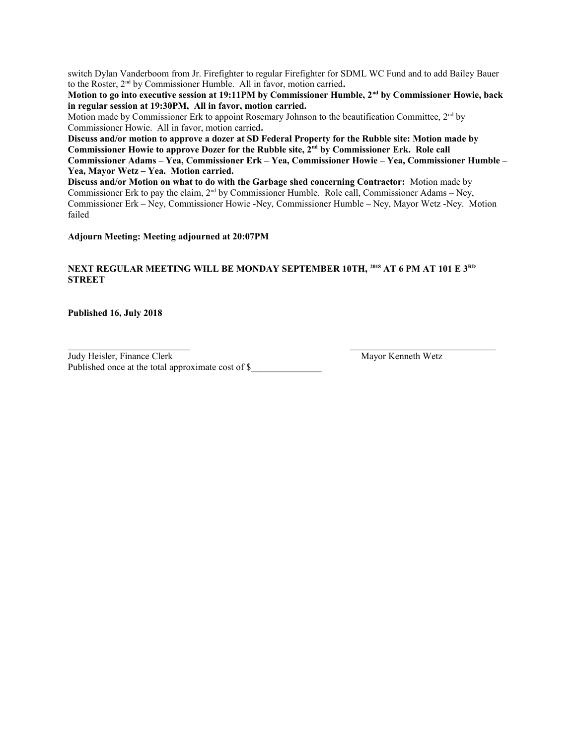switch Dylan Vanderboom from Jr. Firefighter to regular Firefighter for SDML WC Fund and to add Bailey Bauer to the Roster, 2nd by Commissioner Humble. All in favor, motion carried**.**

**Motion to go into executive session at 19:11PM by Commissioner Humble, 2nd by Commissioner Howie, back in regular session at 19:30PM, All in favor, motion carried.**

Motion made by Commissioner Erk to appoint Rosemary Johnson to the beautification Committee, 2nd by Commissioner Howie. All in favor, motion carried**.**

**Discuss and/or motion to approve a dozer at SD Federal Property for the Rubble site: Motion made by Commissioner Howie to approve Dozer for the Rubble site, 2nd by Commissioner Erk. Role call Commissioner Adams – Yea, Commissioner Erk – Yea, Commissioner Howie – Yea, Commissioner Humble – Yea, Mayor Wetz – Yea. Motion carried.**

**Discuss and/or Motion on what to do with the Garbage shed concerning Contractor:** Motion made by Commissioner Erk to pay the claim, 2nd by Commissioner Humble. Role call, Commissioner Adams – Ney, Commissioner Erk – Ney, Commissioner Howie -Ney, Commissioner Humble – Ney, Mayor Wetz -Ney. Motion failed

**Adjourn Meeting: Meeting adjourned at 20:07PM**

**NEXT REGULAR MEETING WILL BE MONDAY SEPTEMBER 10TH, 2018 AT 6 PM AT 101 E 3RD STREET**

**Published 16, July 2018**

\_\_\_\_\_\_\_\_\_\_\_\_\_\_\_\_\_\_\_\_\_\_\_\_\_\_ \_\_\_\_\_\_\_\_\_\_\_\_\_\_\_\_\_\_\_\_\_\_\_\_\_\_\_\_\_\_\_

Judy Heisler, Finance Clerk Mayor Kenneth Wetz

Published once at the total approximate cost of $\_\_\_\_\_\_\_\_\_\_\_\_\_\_\_